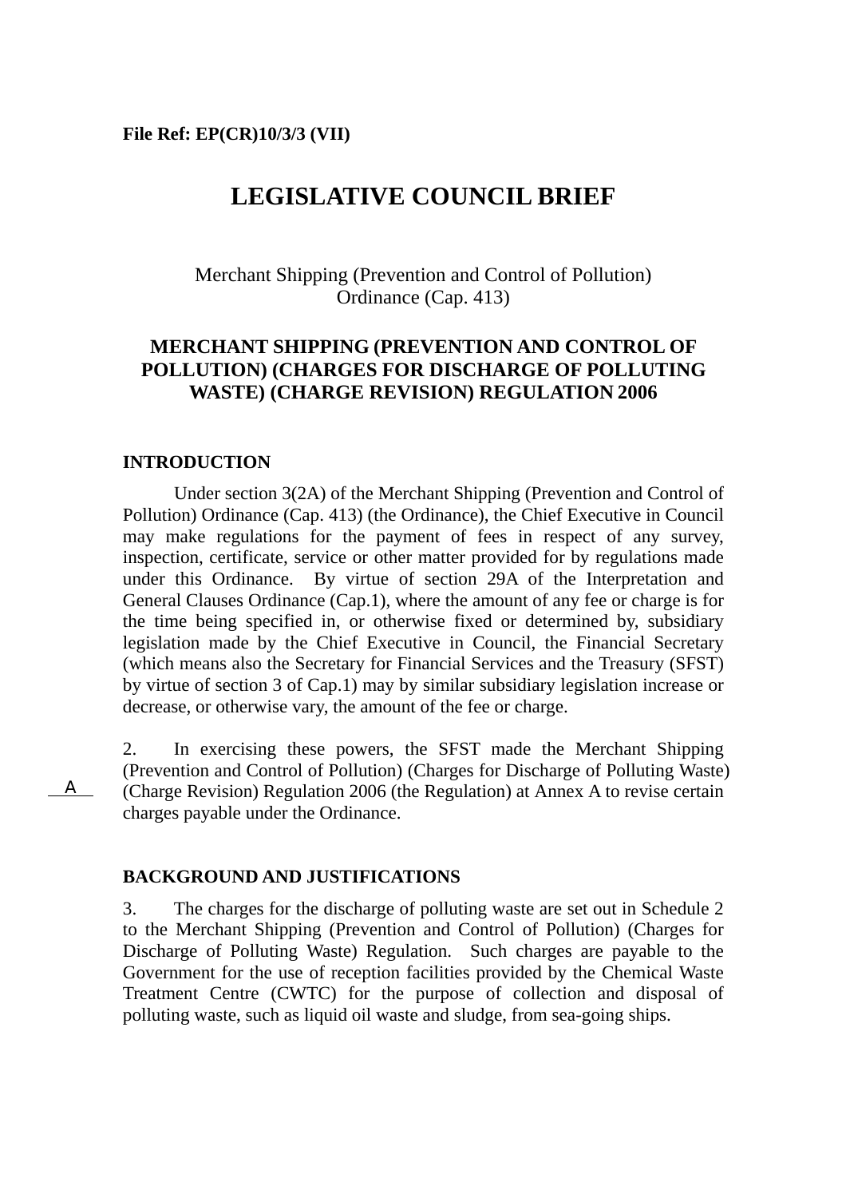**File Ref: EP(CR)10/3/3 (VII)**

# LEGISLATIVE COUNCIL BRIEF

Merchant Shipping (Prevention and Control of Pollution)
Ordinance (Cap. 413)

## MERCHANT SHIPPING (PREVENTION AND CONTROL OF POLLUTION) (CHARGES FOR DISCHARGE OF POLLUTING WASTE) (CHARGE REVISION) REGULATION 2006

### INTRODUCTION

Under section 3(2A) of the Merchant Shipping (Prevention and Control of Pollution) Ordinance (Cap. 413) (the Ordinance), the Chief Executive in Council may make regulations for the payment of fees in respect of any survey, inspection, certificate, service or other matter provided for by regulations made under this Ordinance. By virtue of section 29A of the Interpretation and General Clauses Ordinance (Cap.1), where the amount of any fee or charge is for the time being specified in, or otherwise fixed or determined by, subsidiary legislation made by the Chief Executive in Council, the Financial Secretary (which means also the Secretary for Financial Services and the Treasury (SFST) by virtue of section 3 of Cap.1) may by similar subsidiary legislation increase or decrease, or otherwise vary, the amount of the fee or charge.

A

2. In exercising these powers, the SFST made the Merchant Shipping (Prevention and Control of Pollution) (Charges for Discharge of Polluting Waste) (Charge Revision) Regulation 2006 (the Regulation) at Annex A to revise certain charges payable under the Ordinance.

### BACKGROUND AND JUSTIFICATIONS

3. The charges for the discharge of polluting waste are set out in Schedule 2 to the Merchant Shipping (Prevention and Control of Pollution) (Charges for Discharge of Polluting Waste) Regulation. Such charges are payable to the Government for the use of reception facilities provided by the Chemical Waste Treatment Centre (CWTC) for the purpose of collection and disposal of polluting waste, such as liquid oil waste and sludge, from sea-going ships.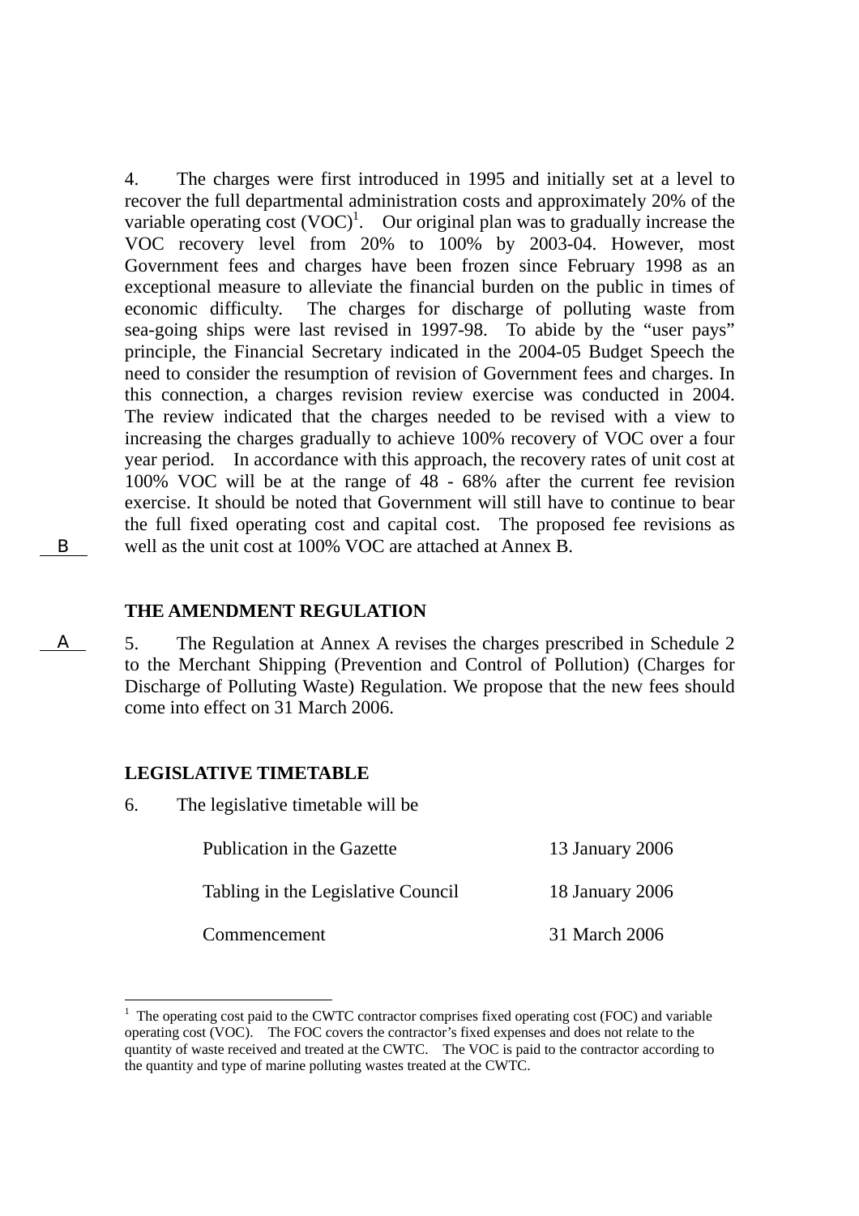4. The charges were first introduced in 1995 and initially set at a level to recover the full departmental administration costs and approximately 20% of the variable operating cost (VOC)[1]. Our original plan was to gradually increase the VOC recovery level from 20% to 100% by 2003-04. However, most Government fees and charges have been frozen since February 1998 as an exceptional measure to alleviate the financial burden on the public in times of economic difficulty. The charges for discharge of polluting waste from sea-going ships were last revised in 1997-98. To abide by the "user pays" principle, the Financial Secretary indicated in the 2004-05 Budget Speech the need to consider the resumption of revision of Government fees and charges. In this connection, a charges revision review exercise was conducted in 2004. The review indicated that the charges needed to be revised with a view to increasing the charges gradually to achieve 100% recovery of VOC over a four year period. In accordance with this approach, the recovery rates of unit cost at 100% VOC will be at the range of 48 - 68% after the current fee revision exercise. It should be noted that Government will still have to continue to bear the full fixed operating cost and capital cost. The proposed fee revisions as well as the unit cost at 100% VOC are attached at Annex B.

B

## THE AMENDMENT REGULATION

A

5. The Regulation at Annex A revises the charges prescribed in Schedule 2 to the Merchant Shipping (Prevention and Control of Pollution) (Charges for Discharge of Polluting Waste) Regulation. We propose that the new fees should come into effect on 31 March 2006.

## LEGISLATIVE TIMETABLE

6. The legislative timetable will be

| | |
|---|---|
| Publication in the Gazette | 13 January 2006 |
| Tabling in the Legislative Council | 18 January 2006 |
| Commencement | 31 March 2006 |

---

[1] The operating cost paid to the CWTC contractor comprises fixed operating cost (FOC) and variable operating cost (VOC). The FOC covers the contractor's fixed expenses and does not relate to the quantity of waste received and treated at the CWTC. The VOC is paid to the contractor according to the quantity and type of marine polluting wastes treated at the CWTC.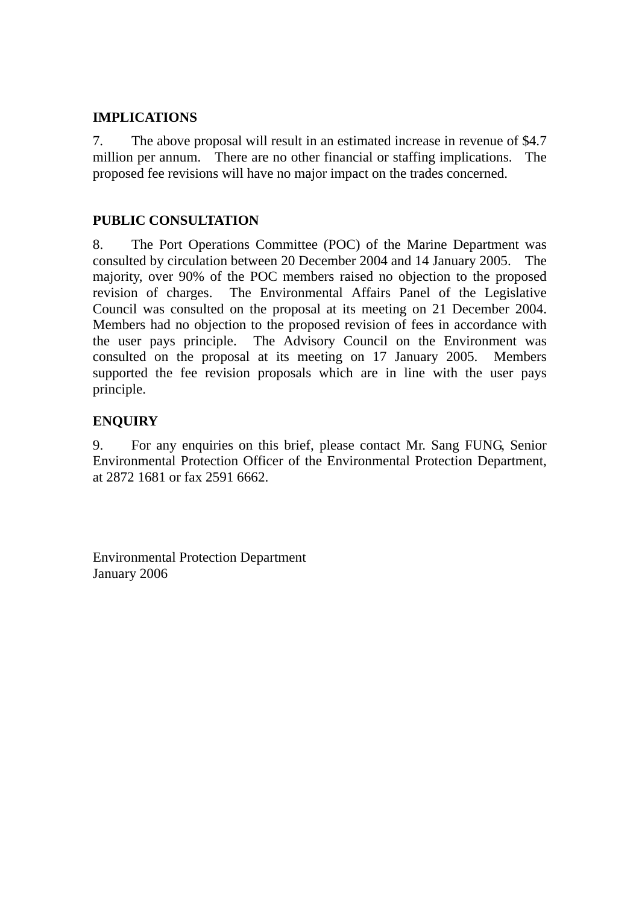## IMPLICATIONS

7. The above proposal will result in an estimated increase in revenue of $4.7 million per annum. There are no other financial or staffing implications. The proposed fee revisions will have no major impact on the trades concerned.

## PUBLIC CONSULTATION

8. The Port Operations Committee (POC) of the Marine Department was consulted by circulation between 20 December 2004 and 14 January 2005. The majority, over 90% of the POC members raised no objection to the proposed revision of charges. The Environmental Affairs Panel of the Legislative Council was consulted on the proposal at its meeting on 21 December 2004. Members had no objection to the proposed revision of fees in accordance with the user pays principle. The Advisory Council on the Environment was consulted on the proposal at its meeting on 17 January 2005. Members supported the fee revision proposals which are in line with the user pays principle.

## ENQUIRY

9. For any enquiries on this brief, please contact Mr. Sang FUNG, Senior Environmental Protection Officer of the Environmental Protection Department, at 2872 1681 or fax 2591 6662.

Environmental Protection Department
January 2006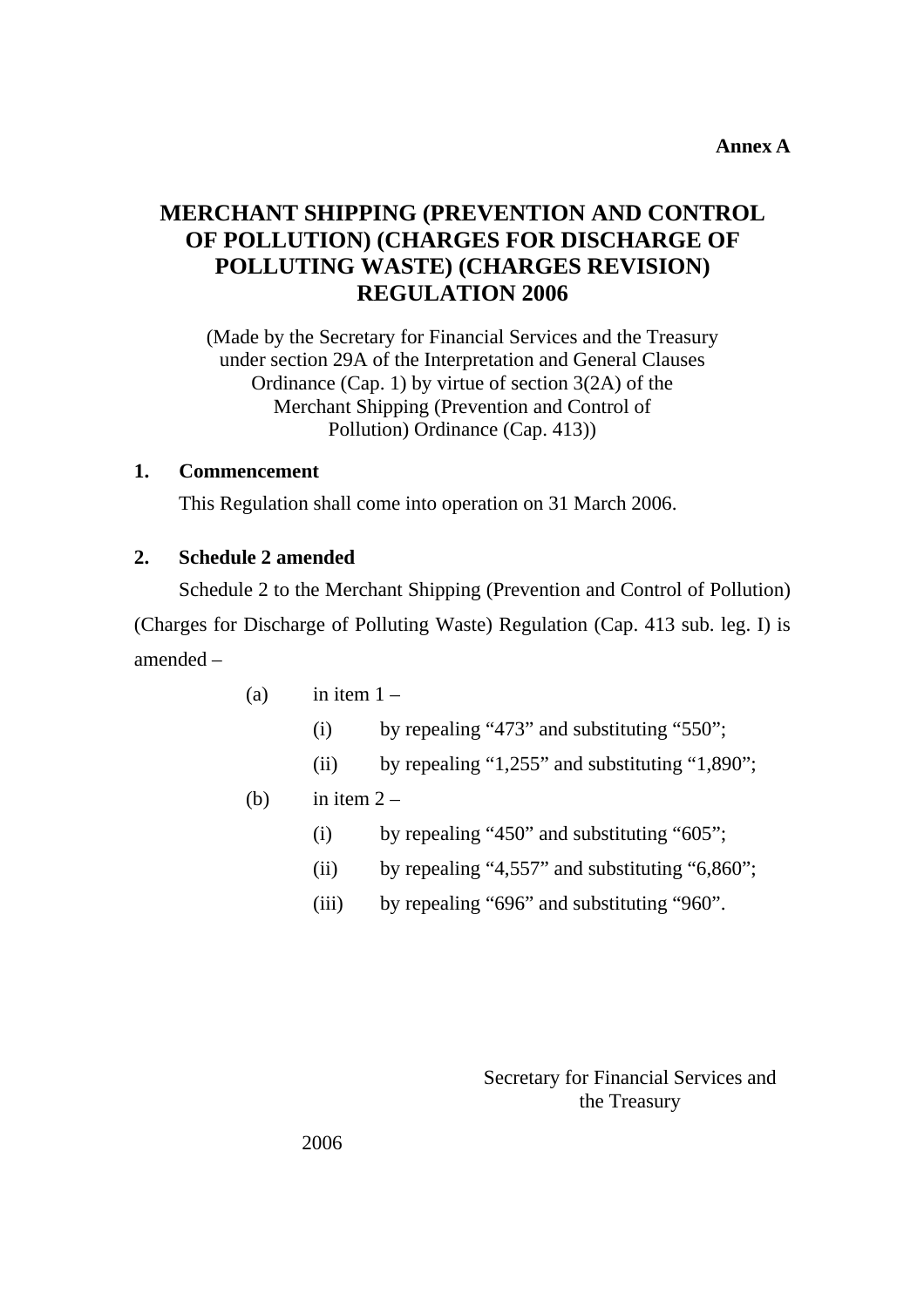**Annex A**

# MERCHANT SHIPPING (PREVENTION AND CONTROL OF POLLUTION) (CHARGES FOR DISCHARGE OF POLLUTING WASTE) (CHARGES REVISION) REGULATION 2006

(Made by the Secretary for Financial Services and the Treasury under section 29A of the Interpretation and General Clauses Ordinance (Cap. 1) by virtue of section 3(2A) of the Merchant Shipping (Prevention and Control of Pollution) Ordinance (Cap. 413))

**1. Commencement**

This Regulation shall come into operation on 31 March 2006.

**2. Schedule 2 amended**

Schedule 2 to the Merchant Shipping (Prevention and Control of Pollution) (Charges for Discharge of Polluting Waste) Regulation (Cap. 413 sub. leg. I) is amended –

(a) in item 1 –

(i) by repealing "473" and substituting "550";

(ii) by repealing "1,255" and substituting "1,890";

(b) in item 2 –

(i) by repealing "450" and substituting "605";

(ii) by repealing "4,557" and substituting "6,860";

(iii) by repealing "696" and substituting "960".

Secretary for Financial Services and the Treasury

2006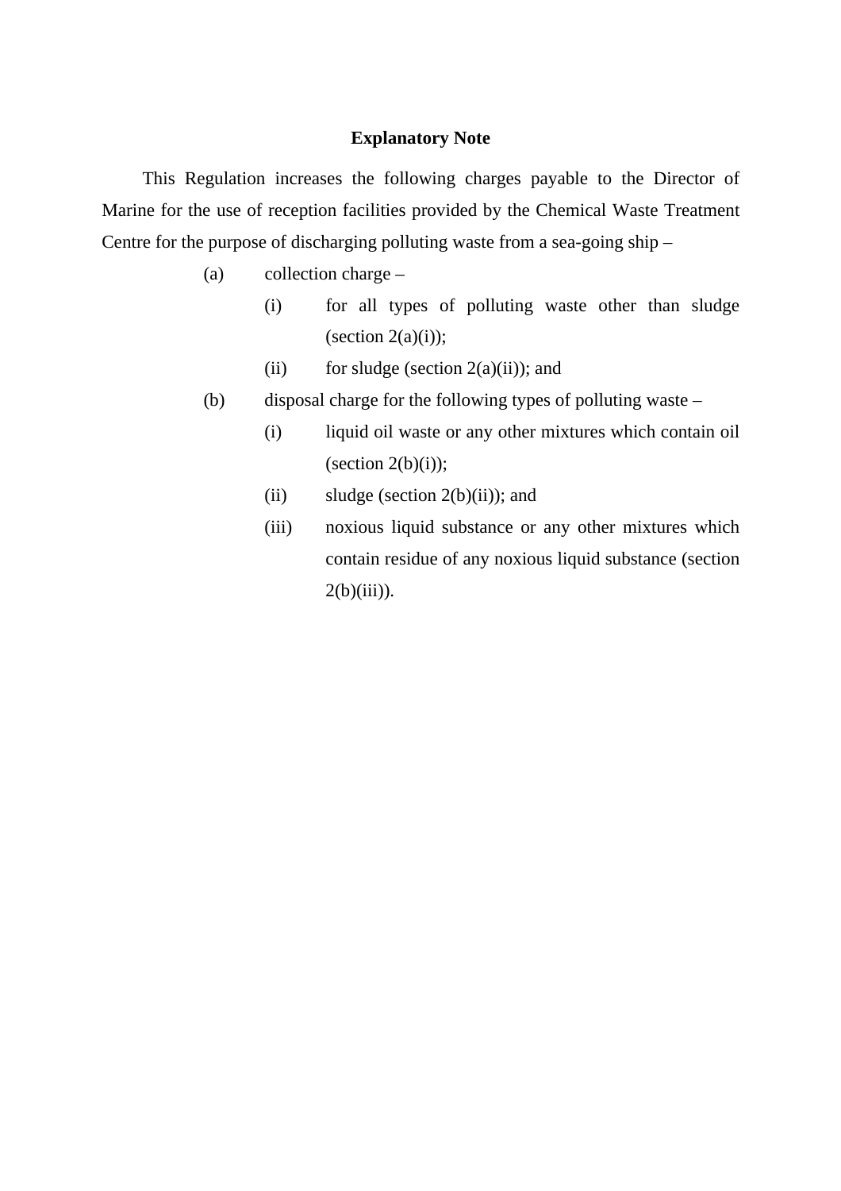## Explanatory Note

This Regulation increases the following charges payable to the Director of Marine for the use of reception facilities provided by the Chemical Waste Treatment Centre for the purpose of discharging polluting waste from a sea-going ship –

- (a) collection charge –
  - (i) for all types of polluting waste other than sludge (section 2(a)(i));
  - (ii) for sludge (section 2(a)(ii)); and
- (b) disposal charge for the following types of polluting waste –
  - (i) liquid oil waste or any other mixtures which contain oil (section 2(b)(i));
  - (ii) sludge (section 2(b)(ii)); and
  - (iii) noxious liquid substance or any other mixtures which contain residue of any noxious liquid substance (section 2(b)(iii)).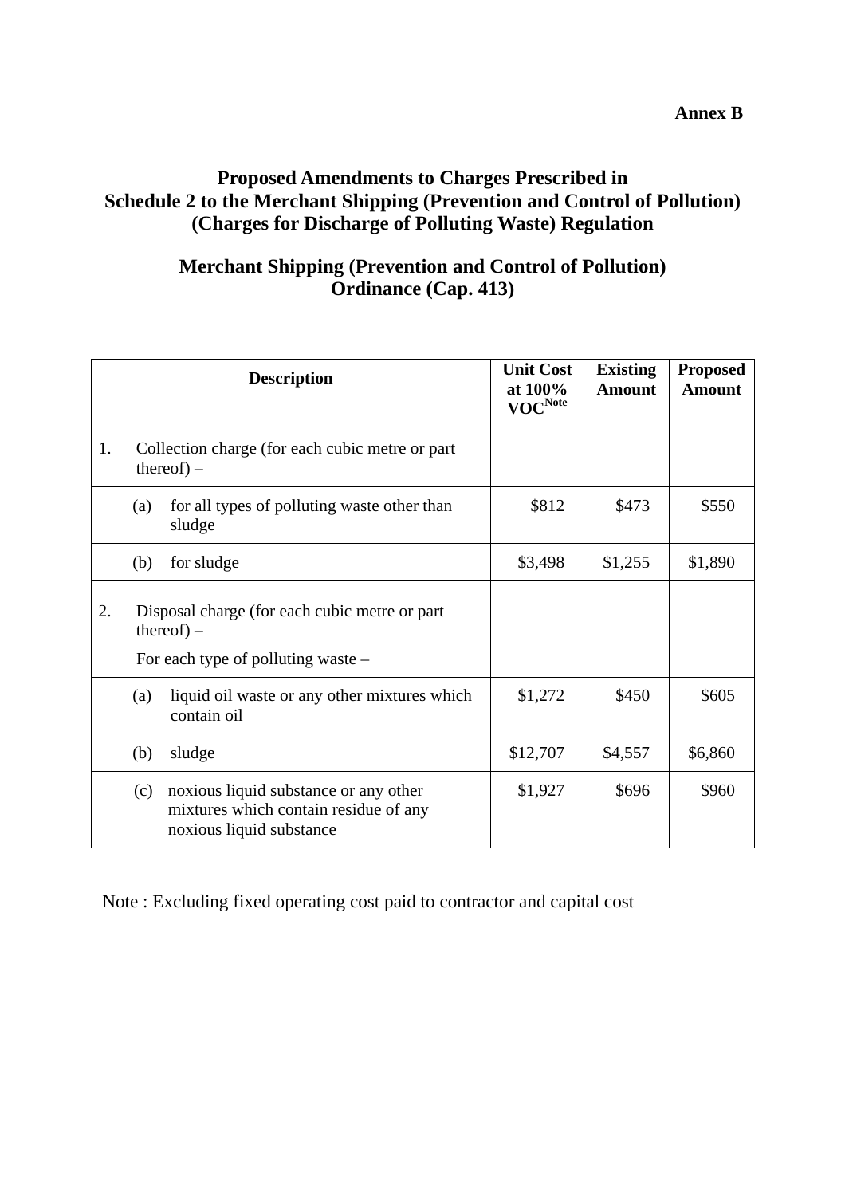**Annex B**

# Proposed Amendments to Charges Prescribed in Schedule 2 to the Merchant Shipping (Prevention and Control of Pollution) (Charges for Discharge of Polluting Waste) Regulation

## Merchant Shipping (Prevention and Control of Pollution) Ordinance (Cap. 413)

| Description | Unit Cost at 100% VOC[Note] | Existing Amount | Proposed Amount |
|---|---|---|---|
| 1. Collection charge (for each cubic metre or part thereof) – | | | |
| (a) for all types of polluting waste other than sludge | $812 | $473 | $550 |
| (b) for sludge | $3,498 | $1,255 | $1,890 |
| 2. Disposal charge (for each cubic metre or part thereof) – For each type of polluting waste – | | | |
| (a) liquid oil waste or any other mixtures which contain oil | $1,272 | $450 | $605 |
| (b) sludge | $12,707 | $4,557 | $6,860 |
| (c) noxious liquid substance or any other mixtures which contain residue of any noxious liquid substance | $1,927 | $696 | $960 |

Note : Excluding fixed operating cost paid to contractor and capital cost